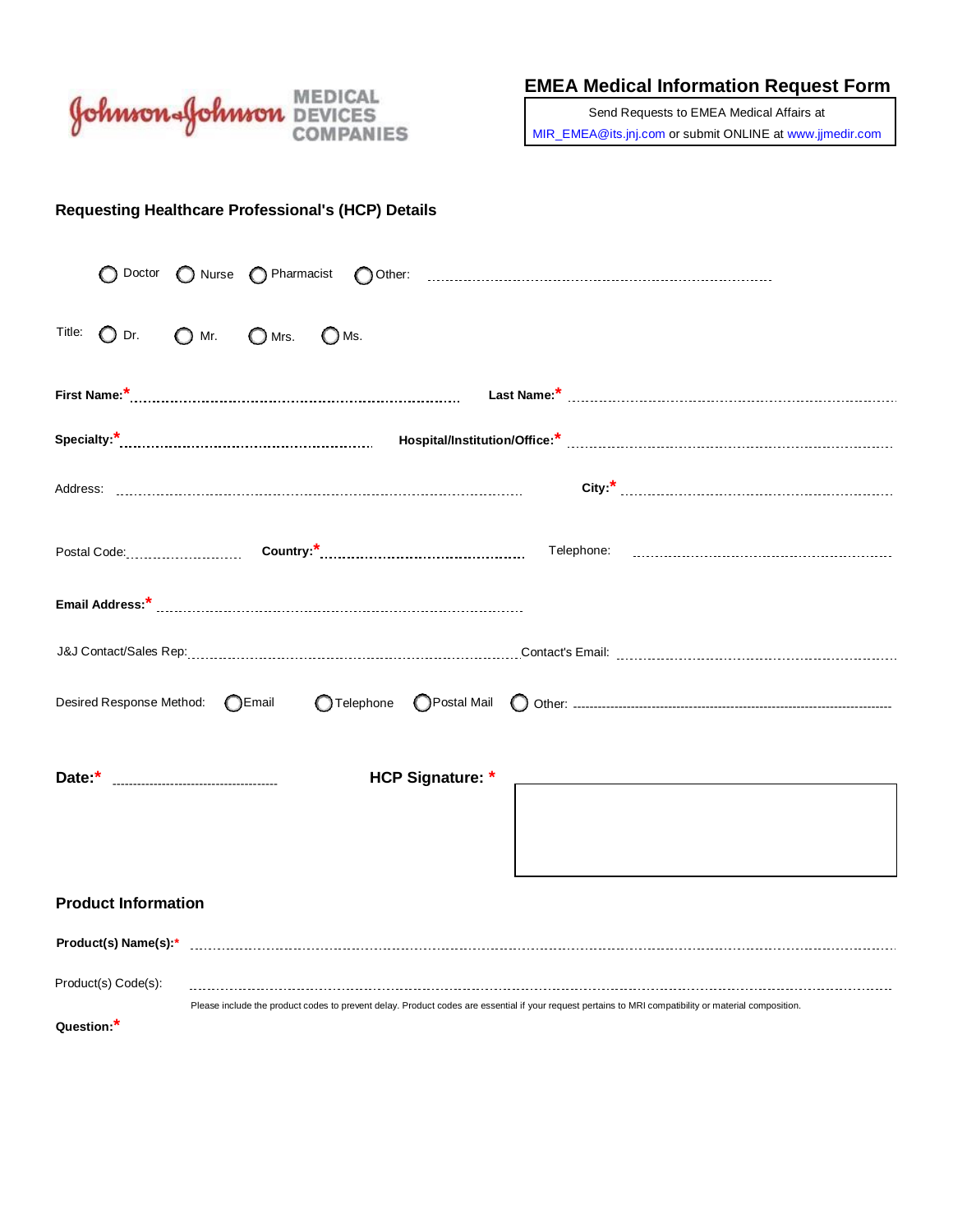Johnson & Johnson MEDICAL DEVICES COMPANIES

# EMEA Medical Information Request Form

Send Requests to EMEA Medical Affairs at MIR_EMEA@its.jnj.com or submit ONLINE at www.jjmedir.com

## Requesting Healthcare Professional's (HCP) Details

○ Doctor ○ Nurse ○ Pharmacist ○ Other: ..............................

Title: ○ Dr. ○ Mr. ○ Mrs. ○ Ms.

**First Name:*** .............................. **Last Name:*** ..............................

**Specialty:*** .............................. **Hospital/Institution/Office:*** ..............................

Address: .............................. **City:*** ..............................

Postal Code: .............................. **Country:*** .............................. Telephone: ..............................

**Email Address:*** ..............................

J&J Contact/Sales Rep: .............................. Contact's Email: ..............................

Desired Response Method: ○ Email ○ Telephone ○ Postal Mail ○ Other: ..............................

**Date:*** .............................. **HCP Signature: ***

## Product Information

**Product(s) Name(s):*** ..............................

Product(s) Code(s): ..............................

Please include the product codes to prevent delay. Product codes are essential if your request pertains to MRI compatibility or material composition.

**Question:***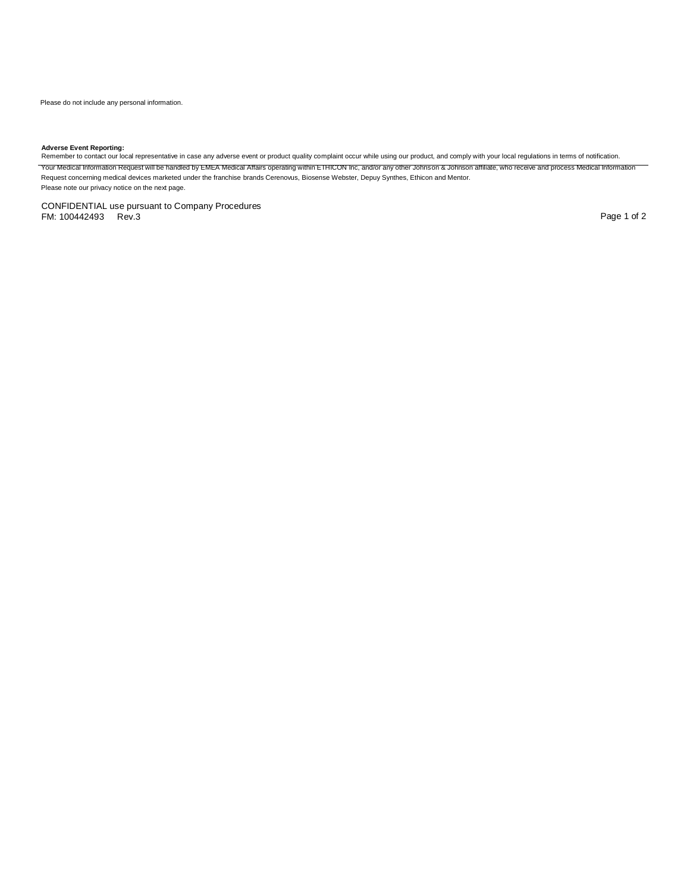Please do not include any personal information.

**Adverse Event Reporting:**
Remember to contact our local representative in case any adverse event or product quality complaint occur while using our product, and comply with your local regulations in terms of notification.

Your Medical Information Request will be handled by EMEA Medical Affairs operating within ETHICON Inc, and/or any other Johnson & Johnson affiliate, who receive and process Medical Information Request concerning medical devices marketed under the franchise brands Cerenovus, Biosense Webster, Depuy Synthes, Ethicon and Mentor.
Please note our privacy notice on the next page.

CONFIDENTIAL use pursuant to Company Procedures
FM: 100442493 Rev.3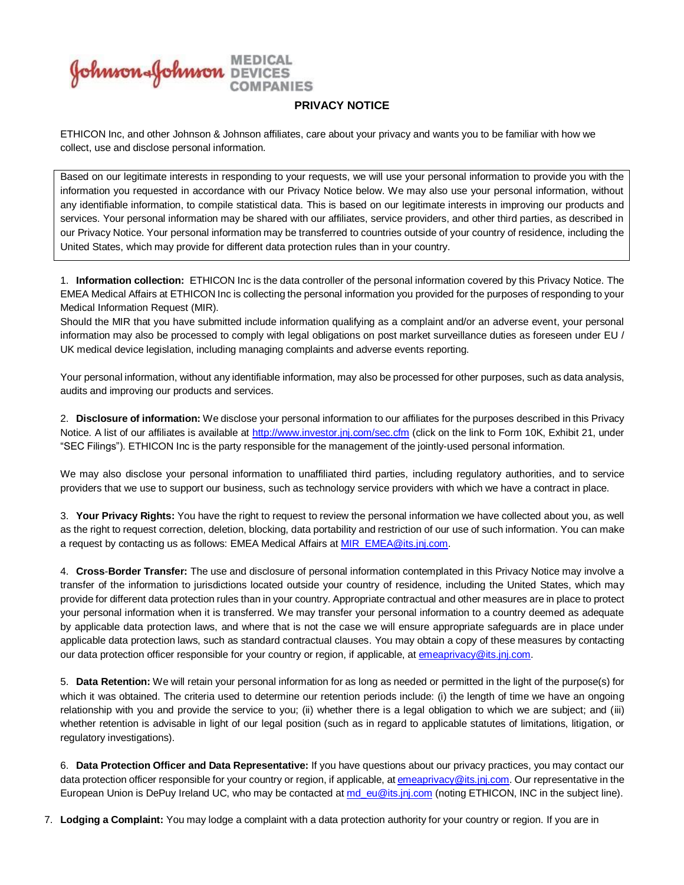Johnson & Johnson MEDICAL DEVICES COMPANIES

# PRIVACY NOTICE

ETHICON Inc, and other Johnson & Johnson affiliates, care about your privacy and wants you to be familiar with how we collect, use and disclose personal information.

> Based on our legitimate interests in responding to your requests, we will use your personal information to provide you with the information you requested in accordance with our Privacy Notice below. We may also use your personal information, without any identifiable information, to compile statistical data. This is based on our legitimate interests in improving our products and services. Your personal information may be shared with our affiliates, service providers, and other third parties, as described in our Privacy Notice. Your personal information may be transferred to countries outside of your country of residence, including the United States, which may provide for different data protection rules than in your country.

1. **Information collection:** ETHICON Inc is the data controller of the personal information covered by this Privacy Notice. The EMEA Medical Affairs at ETHICON Inc is collecting the personal information you provided for the purposes of responding to your Medical Information Request (MIR).
Should the MIR that you have submitted include information qualifying as a complaint and/or an adverse event, your personal information may also be processed to comply with legal obligations on post market surveillance duties as foreseen under EU / UK medical device legislation, including managing complaints and adverse events reporting.

   Your personal information, without any identifiable information, may also be processed for other purposes, such as data analysis, audits and improving our products and services.

2. **Disclosure of information:** We disclose your personal information to our affiliates for the purposes described in this Privacy Notice. A list of our affiliates is available at http://www.investor.jnj.com/sec.cfm (click on the link to Form 10K, Exhibit 21, under "SEC Filings"). ETHICON Inc is the party responsible for the management of the jointly-used personal information.

   We may also disclose your personal information to unaffiliated third parties, including regulatory authorities, and to service providers that we use to support our business, such as technology service providers with which we have a contract in place.

3. **Your Privacy Rights:** You have the right to request to review the personal information we have collected about you, as well as the right to request correction, deletion, blocking, data portability and restriction of our use of such information. You can make a request by contacting us as follows: EMEA Medical Affairs at MIR_EMEA@its.jnj.com.

4. **Cross-Border Transfer:** The use and disclosure of personal information contemplated in this Privacy Notice may involve a transfer of the information to jurisdictions located outside your country of residence, including the United States, which may provide for different data protection rules than in your country. Appropriate contractual and other measures are in place to protect your personal information when it is transferred. We may transfer your personal information to a country deemed as adequate by applicable data protection laws, and where that is not the case we will ensure appropriate safeguards are in place under applicable data protection laws, such as standard contractual clauses. You may obtain a copy of these measures by contacting our data protection officer responsible for your country or region, if applicable, at emeaprivacy@its.jnj.com.

5. **Data Retention:** We will retain your personal information for as long as needed or permitted in the light of the purpose(s) for which it was obtained. The criteria used to determine our retention periods include: (i) the length of time we have an ongoing relationship with you and provide the service to you; (ii) whether there is a legal obligation to which we are subject; and (iii) whether retention is advisable in light of our legal position (such as in regard to applicable statutes of limitations, litigation, or regulatory investigations).

6. **Data Protection Officer and Data Representative:** If you have questions about our privacy practices, you may contact our data protection officer responsible for your country or region, if applicable, at emeaprivacy@its.jnj.com. Our representative in the European Union is DePuy Ireland UC, who may be contacted at md_eu@its.jnj.com (noting ETHICON, INC in the subject line).

7. **Lodging a Complaint:** You may lodge a complaint with a data protection authority for your country or region. If you are in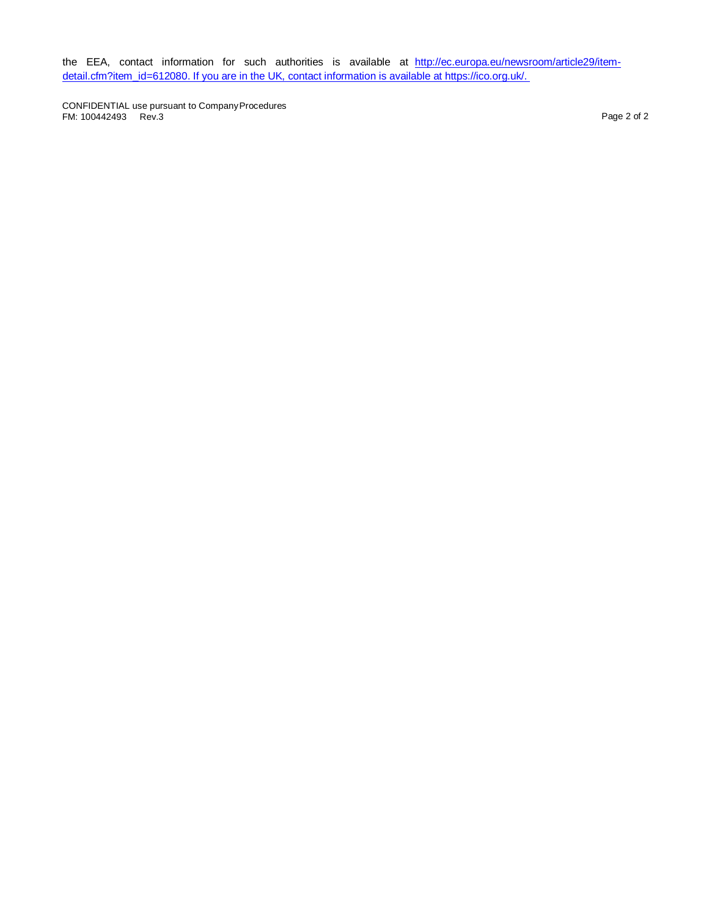the EEA, contact information for such authorities is available at http://ec.europa.eu/newsroom/article29/item-detail.cfm?item_id=612080. If you are in the UK, contact information is available at https://ico.org.uk/.

CONFIDENTIAL use pursuant to Company Procedures
FM: 100442493 Rev.3